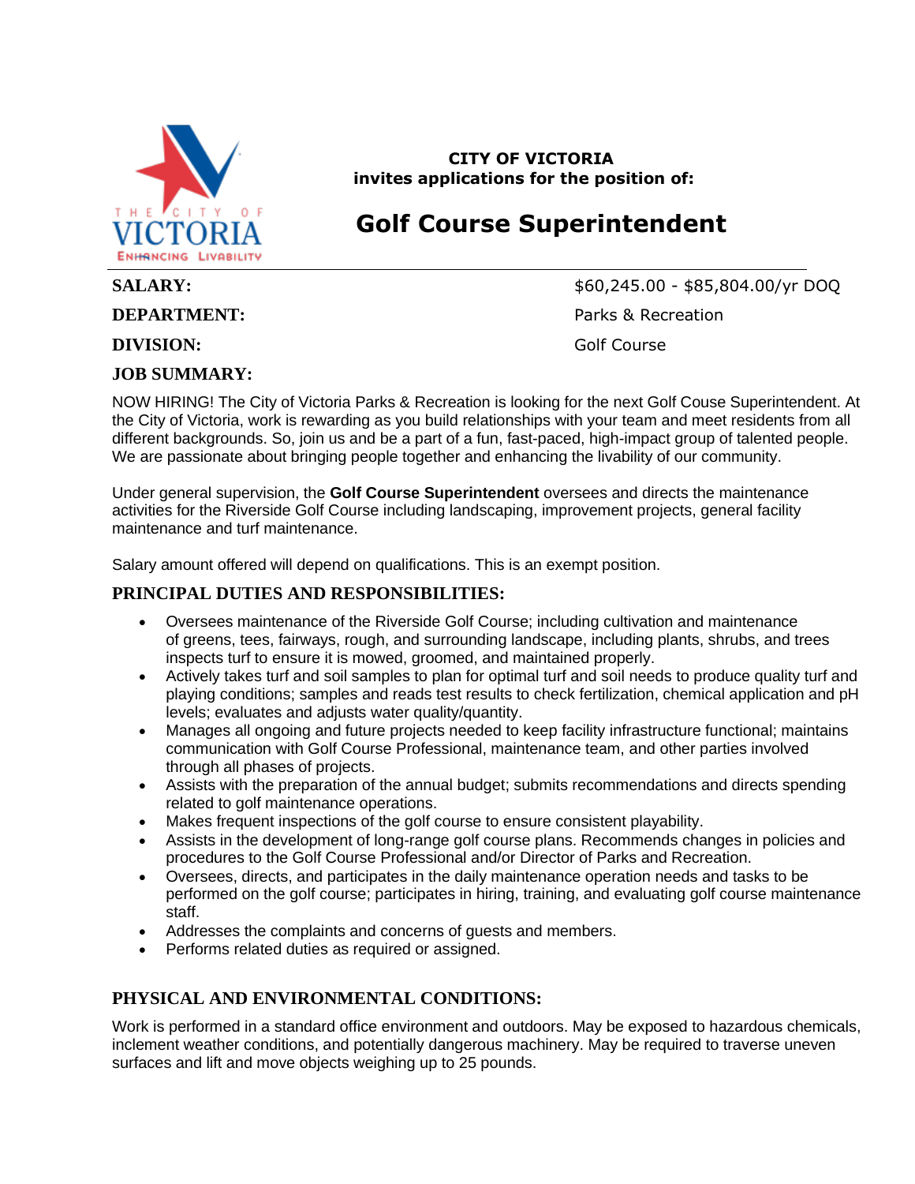**CITY OF VICTORIA**
**invites applications for the position of:**

# Golf Course Superintendent

**SALARY:** $60,245.00 - $85,804.00/yr DOQ

**DEPARTMENT:** Parks & Recreation

**DIVISION:** Golf Course

## JOB SUMMARY:

NOW HIRING! The City of Victoria Parks & Recreation is looking for the next Golf Couse Superintendent. At the City of Victoria, work is rewarding as you build relationships with your team and meet residents from all different backgrounds. So, join us and be a part of a fun, fast-paced, high-impact group of talented people. We are passionate about bringing people together and enhancing the livability of our community.

Under general supervision, the **Golf Course Superintendent** oversees and directs the maintenance activities for the Riverside Golf Course including landscaping, improvement projects, general facility maintenance and turf maintenance.

Salary amount offered will depend on qualifications. This is an exempt position.

## PRINCIPAL DUTIES AND RESPONSIBILITIES:

- Oversees maintenance of the Riverside Golf Course; including cultivation and maintenance of greens, tees, fairways, rough, and surrounding landscape, including plants, shrubs, and trees inspects turf to ensure it is mowed, groomed, and maintained properly.
- Actively takes turf and soil samples to plan for optimal turf and soil needs to produce quality turf and playing conditions; samples and reads test results to check fertilization, chemical application and pH levels; evaluates and adjusts water quality/quantity.
- Manages all ongoing and future projects needed to keep facility infrastructure functional; maintains communication with Golf Course Professional, maintenance team, and other parties involved through all phases of projects.
- Assists with the preparation of the annual budget; submits recommendations and directs spending related to golf maintenance operations.
- Makes frequent inspections of the golf course to ensure consistent playability.
- Assists in the development of long-range golf course plans. Recommends changes in policies and procedures to the Golf Course Professional and/or Director of Parks and Recreation.
- Oversees, directs, and participates in the daily maintenance operation needs and tasks to be performed on the golf course; participates in hiring, training, and evaluating golf course maintenance staff.
- Addresses the complaints and concerns of guests and members.
- Performs related duties as required or assigned.

## PHYSICAL AND ENVIRONMENTAL CONDITIONS:

Work is performed in a standard office environment and outdoors. May be exposed to hazardous chemicals, inclement weather conditions, and potentially dangerous machinery. May be required to traverse uneven surfaces and lift and move objects weighing up to 25 pounds.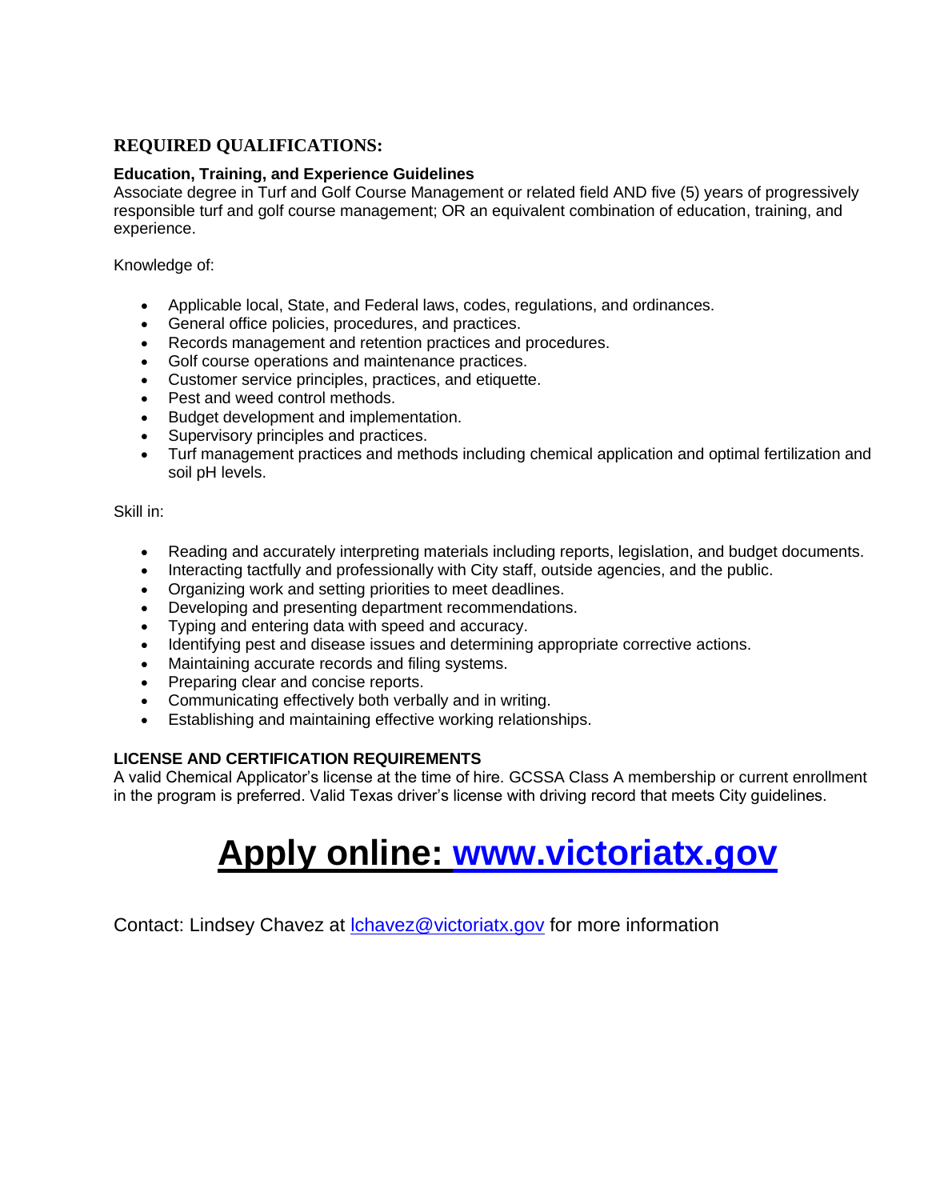## REQUIRED QUALIFICATIONS:

**Education, Training, and Experience Guidelines**

Associate degree in Turf and Golf Course Management or related field AND five (5) years of progressively responsible turf and golf course management; OR an equivalent combination of education, training, and experience.

Knowledge of:

- Applicable local, State, and Federal laws, codes, regulations, and ordinances.
- General office policies, procedures, and practices.
- Records management and retention practices and procedures.
- Golf course operations and maintenance practices.
- Customer service principles, practices, and etiquette.
- Pest and weed control methods.
- Budget development and implementation.
- Supervisory principles and practices.
- Turf management practices and methods including chemical application and optimal fertilization and soil pH levels.

Skill in:

- Reading and accurately interpreting materials including reports, legislation, and budget documents.
- Interacting tactfully and professionally with City staff, outside agencies, and the public.
- Organizing work and setting priorities to meet deadlines.
- Developing and presenting department recommendations.
- Typing and entering data with speed and accuracy.
- Identifying pest and disease issues and determining appropriate corrective actions.
- Maintaining accurate records and filing systems.
- Preparing clear and concise reports.
- Communicating effectively both verbally and in writing.
- Establishing and maintaining effective working relationships.

**LICENSE AND CERTIFICATION REQUIREMENTS**

A valid Chemical Applicator's license at the time of hire. GCSSA Class A membership or current enrollment in the program is preferred. Valid Texas driver's license with driving record that meets City guidelines.

# Apply online: www.victoriatx.gov

Contact: Lindsey Chavez at lchavez@victoriatx.gov for more information